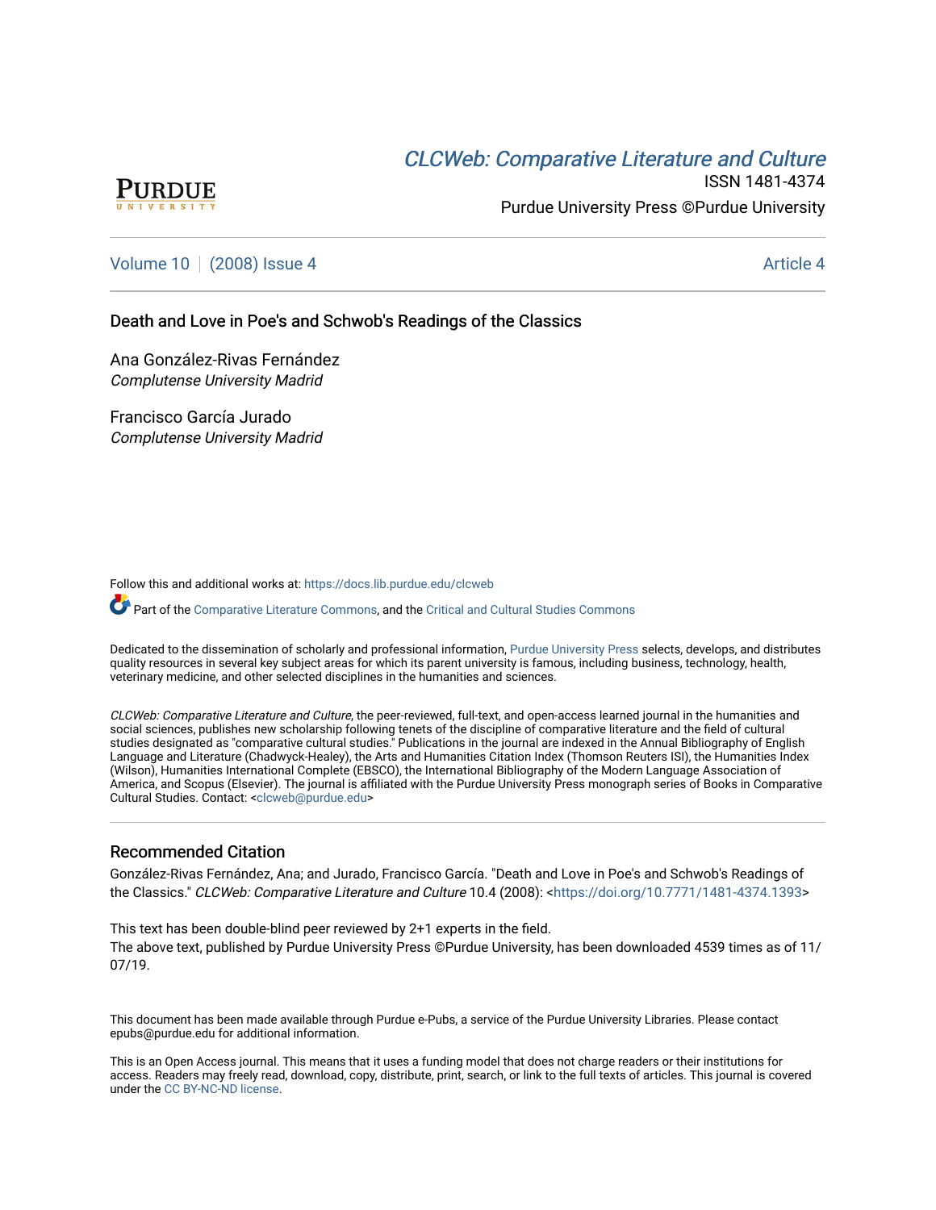# *CLCWeb: Comparative Literature and Culture*

ISSN 1481-4374

Purdue University Press ©Purdue University

Volume 10 | (2008) Issue 4 | Article 4

## Death and Love in Poe's and Schwob's Readings of the Classics

Ana González-Rivas Fernández
*Complutense University Madrid*

Francisco García Jurado
*Complutense University Madrid*

Follow this and additional works at: https://docs.lib.purdue.edu/clcweb

Part of the Comparative Literature Commons, and the Critical and Cultural Studies Commons

Dedicated to the dissemination of scholarly and professional information, Purdue University Press selects, develops, and distributes quality resources in several key subject areas for which its parent university is famous, including business, technology, health, veterinary medicine, and other selected disciplines in the humanities and sciences.

*CLCWeb: Comparative Literature and Culture*, the peer-reviewed, full-text, and open-access learned journal in the humanities and social sciences, publishes new scholarship following tenets of the discipline of comparative literature and the field of cultural studies designated as "comparative cultural studies." Publications in the journal are indexed in the Annual Bibliography of English Language and Literature (Chadwyck-Healey), the Arts and Humanities Citation Index (Thomson Reuters ISI), the Humanities Index (Wilson), Humanities International Complete (EBSCO), the International Bibliography of the Modern Language Association of America, and Scopus (Elsevier). The journal is affiliated with the Purdue University Press monograph series of Books in Comparative Cultural Studies. Contact: <clcweb@purdue.edu>

### Recommended Citation

González-Rivas Fernández, Ana; and Jurado, Francisco García. "Death and Love in Poe's and Schwob's Readings of the Classics." *CLCWeb: Comparative Literature and Culture* 10.4 (2008): <https://doi.org/10.7771/1481-4374.1393>

This text has been double-blind peer reviewed by 2+1 experts in the field.
The above text, published by Purdue University Press ©Purdue University, has been downloaded 4539 times as of 11/07/19.

This document has been made available through Purdue e-Pubs, a service of the Purdue University Libraries. Please contact epubs@purdue.edu for additional information.

This is an Open Access journal. This means that it uses a funding model that does not charge readers or their institutions for access. Readers may freely read, download, copy, distribute, print, search, or link to the full texts of articles. This journal is covered under the CC BY-NC-ND license.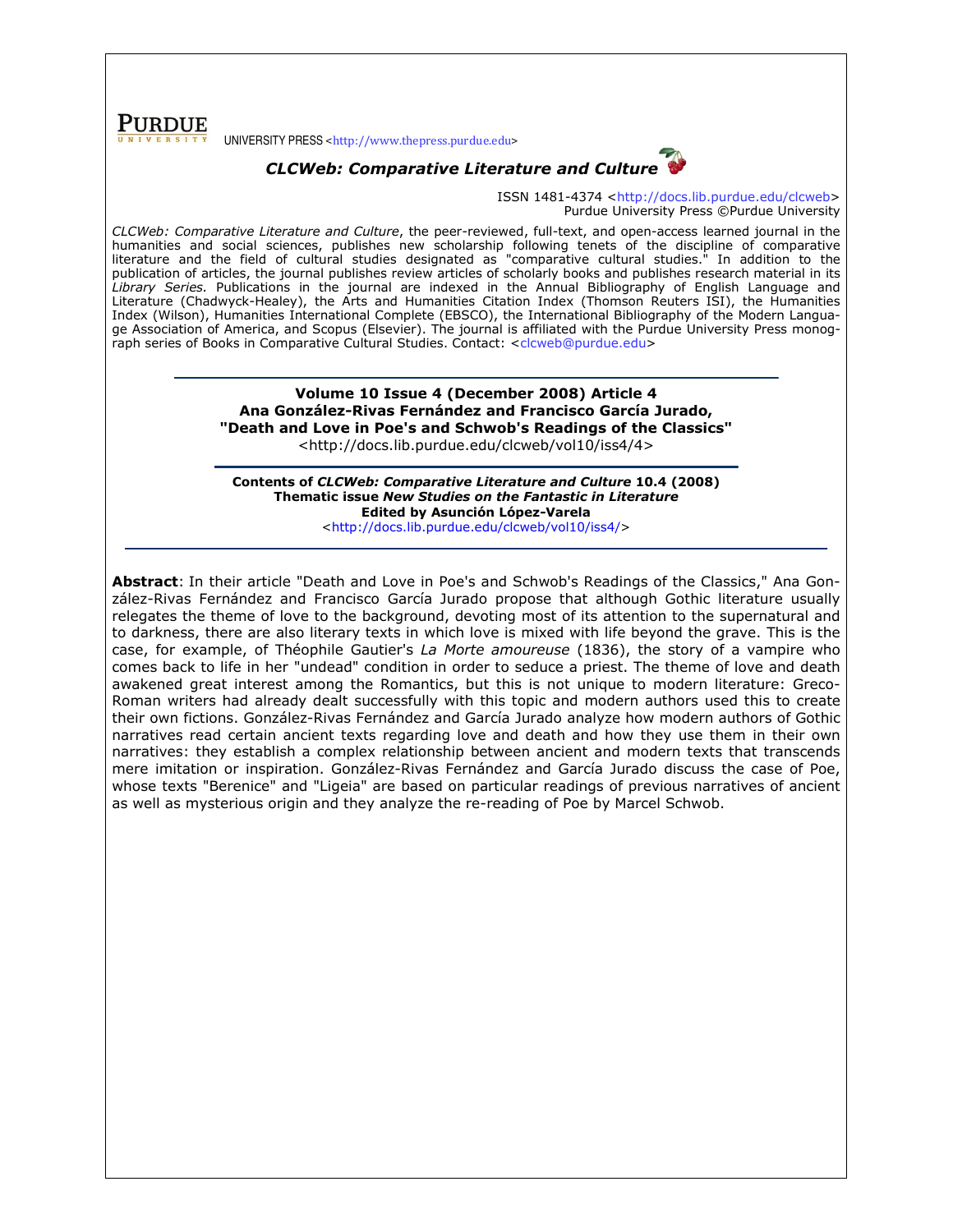PURDUE UNIVERSITY PRESS <http://www.thepress.purdue.edu>

***CLCWeb: Comparative Literature and Culture***

ISSN 1481-4374 <http://docs.lib.purdue.edu/clcweb>
Purdue University Press ©Purdue University

*CLCWeb: Comparative Literature and Culture*, the peer-reviewed, full-text, and open-access learned journal in the humanities and social sciences, publishes new scholarship following tenets of the discipline of comparative literature and the field of cultural studies designated as "comparative cultural studies." In addition to the publication of articles, the journal publishes review articles of scholarly books and publishes research material in its *Library Series.* Publications in the journal are indexed in the Annual Bibliography of English Language and Literature (Chadwyck-Healey), the Arts and Humanities Citation Index (Thomson Reuters ISI), the Humanities Index (Wilson), Humanities International Complete (EBSCO), the International Bibliography of the Modern Language Association of America, and Scopus (Elsevier). The journal is affiliated with the Purdue University Press monograph series of Books in Comparative Cultural Studies. Contact: <clcweb@purdue.edu>

---

**Volume 10 Issue 4 (December 2008) Article 4**
**Ana González-Rivas Fernández and Francisco García Jurado,**
**"Death and Love in Poe's and Schwob's Readings of the Classics"**
<http://docs.lib.purdue.edu/clcweb/vol10/iss4/4>

---

**Contents of *CLCWeb: Comparative Literature and Culture* 10.4 (2008)**
**Thematic issue *New Studies on the Fantastic in Literature***
**Edited by Asunción López-Varela**
<http://docs.lib.purdue.edu/clcweb/vol10/iss4/>

---

**Abstract**: In their article "Death and Love in Poe's and Schwob's Readings of the Classics," Ana González-Rivas Fernández and Francisco García Jurado propose that although Gothic literature usually relegates the theme of love to the background, devoting most of its attention to the supernatural and to darkness, there are also literary texts in which love is mixed with life beyond the grave. This is the case, for example, of Théophile Gautier's *La Morte amoureuse* (1836), the story of a vampire who comes back to life in her "undead" condition in order to seduce a priest. The theme of love and death awakened great interest among the Romantics, but this is not unique to modern literature: Greco-Roman writers had already dealt successfully with this topic and modern authors used this to create their own fictions. González-Rivas Fernández and García Jurado analyze how modern authors of Gothic narratives read certain ancient texts regarding love and death and how they use them in their own narratives: they establish a complex relationship between ancient and modern texts that transcends mere imitation or inspiration. González-Rivas Fernández and García Jurado discuss the case of Poe, whose texts "Berenice" and "Ligeia" are based on particular readings of previous narratives of ancient as well as mysterious origin and they analyze the re-reading of Poe by Marcel Schwob.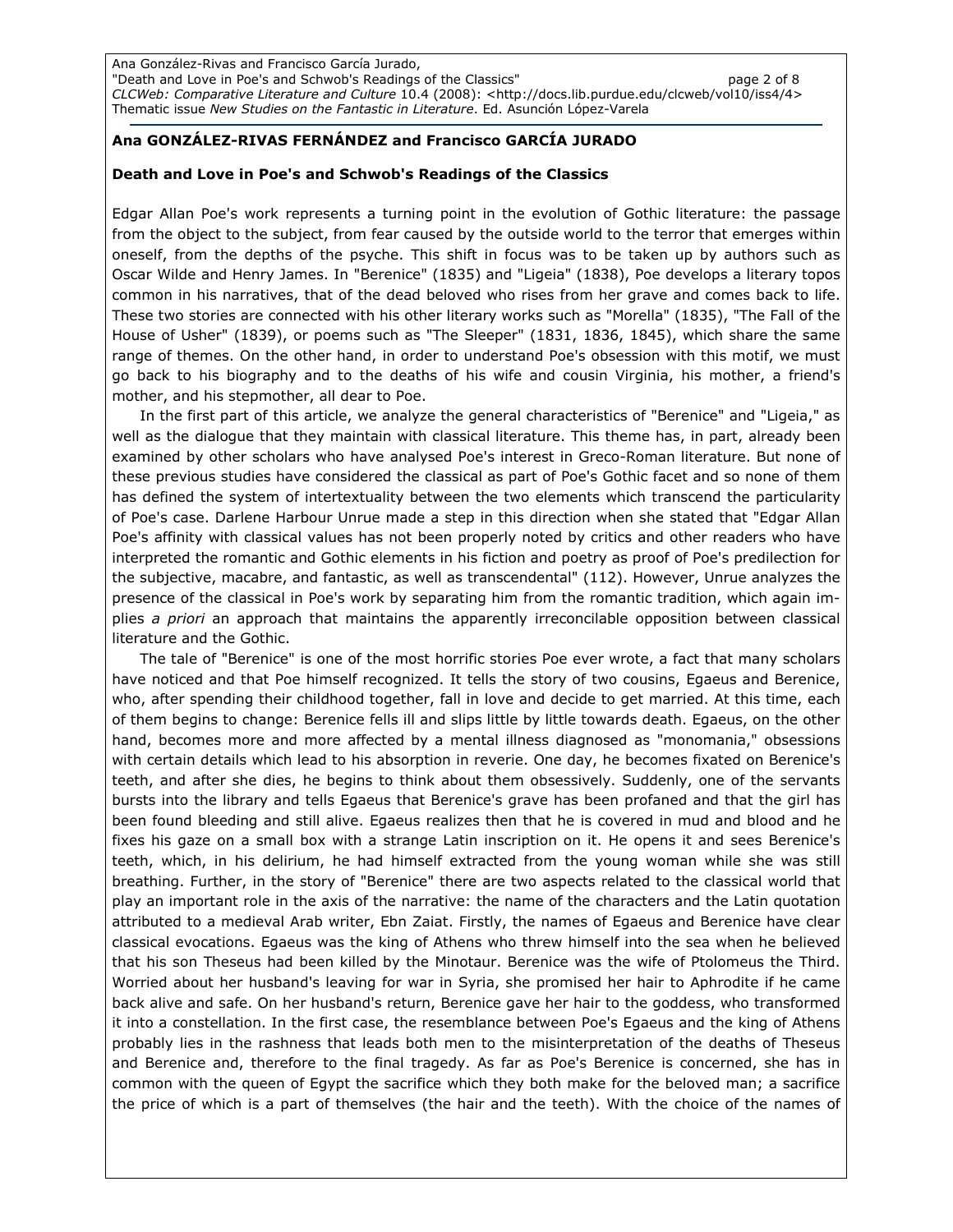**Ana GONZÁLEZ-RIVAS FERNÁNDEZ and Francisco GARCÍA JURADO**

**Death and Love in Poe's and Schwob's Readings of the Classics**

Edgar Allan Poe's work represents a turning point in the evolution of Gothic literature: the passage from the object to the subject, from fear caused by the outside world to the terror that emerges within oneself, from the depths of the psyche. This shift in focus was to be taken up by authors such as Oscar Wilde and Henry James. In "Berenice" (1835) and "Ligeia" (1838), Poe develops a literary topos common in his narratives, that of the dead beloved who rises from her grave and comes back to life. These two stories are connected with his other literary works such as "Morella" (1835), "The Fall of the House of Usher" (1839), or poems such as "The Sleeper" (1831, 1836, 1845), which share the same range of themes. On the other hand, in order to understand Poe's obsession with this motif, we must go back to his biography and to the deaths of his wife and cousin Virginia, his mother, a friend's mother, and his stepmother, all dear to Poe.

In the first part of this article, we analyze the general characteristics of "Berenice" and "Ligeia," as well as the dialogue that they maintain with classical literature. This theme has, in part, already been examined by other scholars who have analysed Poe's interest in Greco-Roman literature. But none of these previous studies have considered the classical as part of Poe's Gothic facet and so none of them has defined the system of intertextuality between the two elements which transcend the particularity of Poe's case. Darlene Harbour Unrue made a step in this direction when she stated that "Edgar Allan Poe's affinity with classical values has not been properly noted by critics and other readers who have interpreted the romantic and Gothic elements in his fiction and poetry as proof of Poe's predilection for the subjective, macabre, and fantastic, as well as transcendental" (112). However, Unrue analyzes the presence of the classical in Poe's work by separating him from the romantic tradition, which again implies *a priori* an approach that maintains the apparently irreconcilable opposition between classical literature and the Gothic.

The tale of "Berenice" is one of the most horrific stories Poe ever wrote, a fact that many scholars have noticed and that Poe himself recognized. It tells the story of two cousins, Egaeus and Berenice, who, after spending their childhood together, fall in love and decide to get married. At this time, each of them begins to change: Berenice fells ill and slips little by little towards death. Egaeus, on the other hand, becomes more and more affected by a mental illness diagnosed as "monomania," obsessions with certain details which lead to his absorption in reverie. One day, he becomes fixated on Berenice's teeth, and after she dies, he begins to think about them obsessively. Suddenly, one of the servants bursts into the library and tells Egaeus that Berenice's grave has been profaned and that the girl has been found bleeding and still alive. Egaeus realizes then that he is covered in mud and blood and he fixes his gaze on a small box with a strange Latin inscription on it. He opens it and sees Berenice's teeth, which, in his delirium, he had himself extracted from the young woman while she was still breathing. Further, in the story of "Berenice" there are two aspects related to the classical world that play an important role in the axis of the narrative: the name of the characters and the Latin quotation attributed to a medieval Arab writer, Ebn Zaiat. Firstly, the names of Egaeus and Berenice have clear classical evocations. Egaeus was the king of Athens who threw himself into the sea when he believed that his son Theseus had been killed by the Minotaur. Berenice was the wife of Ptolomeus the Third. Worried about her husband's leaving for war in Syria, she promised her hair to Aphrodite if he came back alive and safe. On her husband's return, Berenice gave her hair to the goddess, who transformed it into a constellation. In the first case, the resemblance between Poe's Egaeus and the king of Athens probably lies in the rashness that leads both men to the misinterpretation of the deaths of Theseus and Berenice and, therefore to the final tragedy. As far as Poe's Berenice is concerned, she has in common with the queen of Egypt the sacrifice which they both make for the beloved man; a sacrifice the price of which is a part of themselves (the hair and the teeth). With the choice of the names of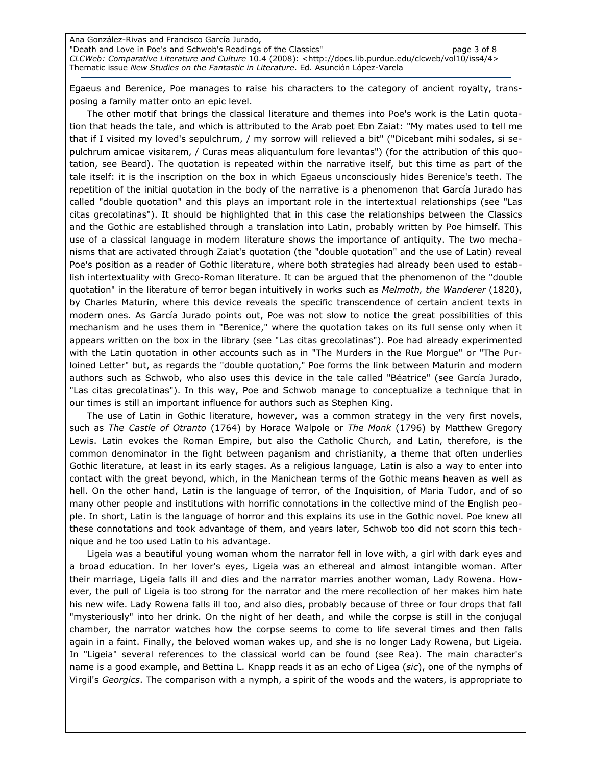Egaeus and Berenice, Poe manages to raise his characters to the category of ancient royalty, transposing a family matter onto an epic level.

The other motif that brings the classical literature and themes into Poe's work is the Latin quotation that heads the tale, and which is attributed to the Arab poet Ebn Zaiat: "My mates used to tell me that if I visited my loved's sepulchrum, / my sorrow will relieved a bit" ("Dicebant mihi sodales, si sepulchrum amicae visitarem, / Curas meas aliquantulum fore levantas") (for the attribution of this quotation, see Beard). The quotation is repeated within the narrative itself, but this time as part of the tale itself: it is the inscription on the box in which Egaeus unconsciously hides Berenice's teeth. The repetition of the initial quotation in the body of the narrative is a phenomenon that García Jurado has called "double quotation" and this plays an important role in the intertextual relationships (see "Las citas grecolatinas"). It should be highlighted that in this case the relationships between the Classics and the Gothic are established through a translation into Latin, probably written by Poe himself. This use of a classical language in modern literature shows the importance of antiquity. The two mechanisms that are activated through Zaiat's quotation (the "double quotation" and the use of Latin) reveal Poe's position as a reader of Gothic literature, where both strategies had already been used to establish intertextuality with Greco-Roman literature. It can be argued that the phenomenon of the "double quotation" in the literature of terror began intuitively in works such as *Melmoth, the Wanderer* (1820), by Charles Maturin, where this device reveals the specific transcendence of certain ancient texts in modern ones. As García Jurado points out, Poe was not slow to notice the great possibilities of this mechanism and he uses them in "Berenice," where the quotation takes on its full sense only when it appears written on the box in the library (see "Las citas grecolatinas"). Poe had already experimented with the Latin quotation in other accounts such as in "The Murders in the Rue Morgue" or "The Purloined Letter" but, as regards the "double quotation," Poe forms the link between Maturin and modern authors such as Schwob, who also uses this device in the tale called "Béatrice" (see García Jurado, "Las citas grecolatinas"). In this way, Poe and Schwob manage to conceptualize a technique that in our times is still an important influence for authors such as Stephen King.

The use of Latin in Gothic literature, however, was a common strategy in the very first novels, such as *The Castle of Otranto* (1764) by Horace Walpole or *The Monk* (1796) by Matthew Gregory Lewis. Latin evokes the Roman Empire, but also the Catholic Church, and Latin, therefore, is the common denominator in the fight between paganism and christianity, a theme that often underlies Gothic literature, at least in its early stages. As a religious language, Latin is also a way to enter into contact with the great beyond, which, in the Manichean terms of the Gothic means heaven as well as hell. On the other hand, Latin is the language of terror, of the Inquisition, of Maria Tudor, and of so many other people and institutions with horrific connotations in the collective mind of the English people. In short, Latin is the language of horror and this explains its use in the Gothic novel. Poe knew all these connotations and took advantage of them, and years later, Schwob too did not scorn this technique and he too used Latin to his advantage.

Ligeia was a beautiful young woman whom the narrator fell in love with, a girl with dark eyes and a broad education. In her lover's eyes, Ligeia was an ethereal and almost intangible woman. After their marriage, Ligeia falls ill and dies and the narrator marries another woman, Lady Rowena. However, the pull of Ligeia is too strong for the narrator and the mere recollection of her makes him hate his new wife. Lady Rowena falls ill too, and also dies, probably because of three or four drops that fall "mysteriously" into her drink. On the night of her death, and while the corpse is still in the conjugal chamber, the narrator watches how the corpse seems to come to life several times and then falls again in a faint. Finally, the beloved woman wakes up, and she is no longer Lady Rowena, but Ligeia. In "Ligeia" several references to the classical world can be found (see Rea). The main character's name is a good example, and Bettina L. Knapp reads it as an echo of Ligea (*sic*), one of the nymphs of Virgil's *Georgics*. The comparison with a nymph, a spirit of the woods and the waters, is appropriate to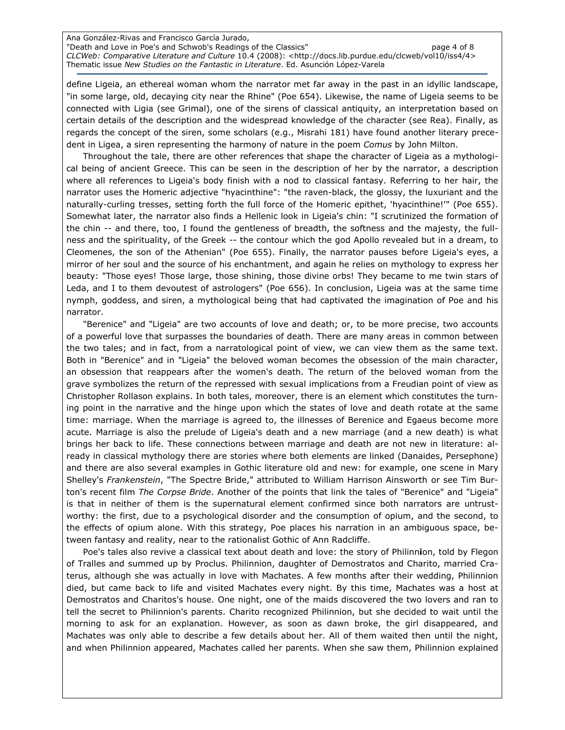define Ligeia, an ethereal woman whom the narrator met far away in the past in an idyllic landscape, "in some large, old, decaying city near the Rhine" (Poe 654). Likewise, the name of Ligeia seems to be connected with Ligia (see Grimal), one of the sirens of classical antiquity, an interpretation based on certain details of the description and the widespread knowledge of the character (see Rea). Finally, as regards the concept of the siren, some scholars (e.g., Misrahi 181) have found another literary precedent in Ligea, a siren representing the harmony of nature in the poem *Comus* by John Milton.

Throughout the tale, there are other references that shape the character of Ligeia as a mythological being of ancient Greece. This can be seen in the description of her by the narrator, a description where all references to Ligeia's body finish with a nod to classical fantasy. Referring to her hair, the narrator uses the Homeric adjective "hyacinthine": "the raven-black, the glossy, the luxuriant and the naturally-curling tresses, setting forth the full force of the Homeric epithet, 'hyacinthine!'" (Poe 655). Somewhat later, the narrator also finds a Hellenic look in Ligeia's chin: "I scrutinized the formation of the chin -- and there, too, I found the gentleness of breadth, the softness and the majesty, the fullness and the spirituality, of the Greek -- the contour which the god Apollo revealed but in a dream, to Cleomenes, the son of the Athenian" (Poe 655). Finally, the narrator pauses before Ligeia's eyes, a mirror of her soul and the source of his enchantment, and again he relies on mythology to express her beauty: "Those eyes! Those large, those shining, those divine orbs! They became to me twin stars of Leda, and I to them devoutest of astrologers" (Poe 656). In conclusion, Ligeia was at the same time nymph, goddess, and siren, a mythological being that had captivated the imagination of Poe and his narrator.

"Berenice" and "Ligeia" are two accounts of love and death; or, to be more precise, two accounts of a powerful love that surpasses the boundaries of death. There are many areas in common between the two tales; and in fact, from a narratological point of view, we can view them as the same text. Both in "Berenice" and in "Ligeia" the beloved woman becomes the obsession of the main character, an obsession that reappears after the women's death. The return of the beloved woman from the grave symbolizes the return of the repressed with sexual implications from a Freudian point of view as Christopher Rollason explains. In both tales, moreover, there is an element which constitutes the turning point in the narrative and the hinge upon which the states of love and death rotate at the same time: marriage. When the marriage is agreed to, the illnesses of Berenice and Egaeus become more acute. Marriage is also the prelude of Ligeia's death and a new marriage (and a new death) is what brings her back to life. These connections between marriage and death are not new in literature: already in classical mythology there are stories where both elements are linked (Danaides, Persephone) and there are also several examples in Gothic literature old and new: for example, one scene in Mary Shelley's *Frankenstein*, "The Spectre Bride," attributed to William Harrison Ainsworth or see Tim Burton's recent film *The Corpse Bride*. Another of the points that link the tales of "Berenice" and "Ligeia" is that in neither of them is the supernatural element confirmed since both narrators are untrustworthy: the first, due to a psychological disorder and the consumption of opium, and the second, to the effects of opium alone. With this strategy, Poe places his narration in an ambiguous space, between fantasy and reality, near to the rationalist Gothic of Ann Radcliffe.

Poe's tales also revive a classical text about death and love: the story of Philinnion, told by Flegon of Tralles and summed up by Proclus. Philinnion, daughter of Demostratos and Charito, married Craterus, although she was actually in love with Machates. A few months after their wedding, Philinnion died, but came back to life and visited Machates every night. By this time, Machates was a host at Demostratos and Charitos's house. One night, one of the maids discovered the two lovers and ran to tell the secret to Philinnion's parents. Charito recognized Philinnion, but she decided to wait until the morning to ask for an explanation. However, as soon as dawn broke, the girl disappeared, and Machates was only able to describe a few details about her. All of them waited then until the night, and when Philinnion appeared, Machates called her parents. When she saw them, Philinnion explained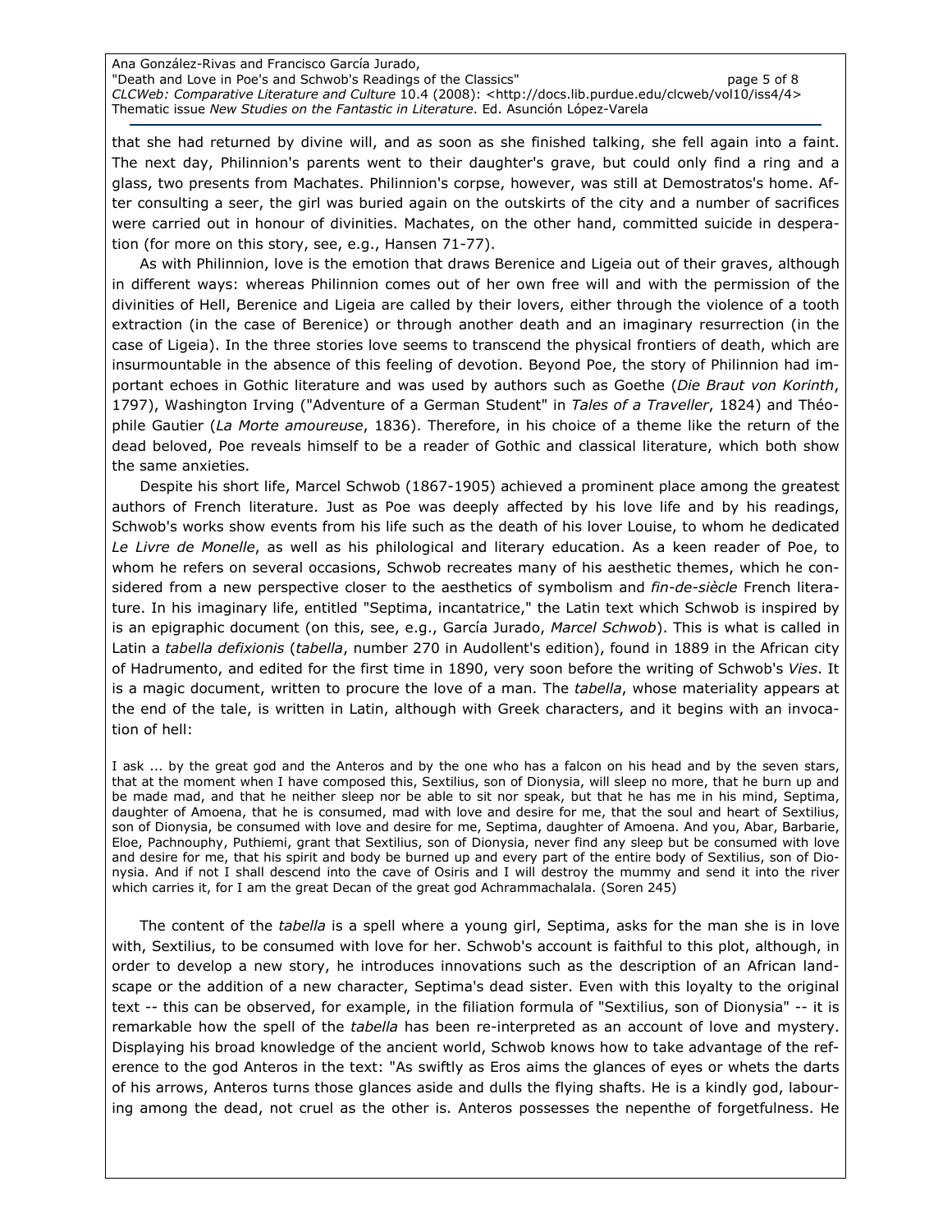that she had returned by divine will, and as soon as she finished talking, she fell again into a faint. The next day, Philinnion's parents went to their daughter's grave, but could only find a ring and a glass, two presents from Machates. Philinnion's corpse, however, was still at Demostratos's home. After consulting a seer, the girl was buried again on the outskirts of the city and a number of sacrifices were carried out in honour of divinities. Machates, on the other hand, committed suicide in desperation (for more on this story, see, e.g., Hansen 71-77).

As with Philinnion, love is the emotion that draws Berenice and Ligeia out of their graves, although in different ways: whereas Philinnion comes out of her own free will and with the permission of the divinities of Hell, Berenice and Ligeia are called by their lovers, either through the violence of a tooth extraction (in the case of Berenice) or through another death and an imaginary resurrection (in the case of Ligeia). In the three stories love seems to transcend the physical frontiers of death, which are insurmountable in the absence of this feeling of devotion. Beyond Poe, the story of Philinnion had important echoes in Gothic literature and was used by authors such as Goethe (*Die Braut von Korinth*, 1797), Washington Irving ("Adventure of a German Student" in *Tales of a Traveller*, 1824) and Théophile Gautier (*La Morte amoureuse*, 1836). Therefore, in his choice of a theme like the return of the dead beloved, Poe reveals himself to be a reader of Gothic and classical literature, which both show the same anxieties.

Despite his short life, Marcel Schwob (1867-1905) achieved a prominent place among the greatest authors of French literature. Just as Poe was deeply affected by his love life and by his readings, Schwob's works show events from his life such as the death of his lover Louise, to whom he dedicated *Le Livre de Monelle*, as well as his philological and literary education. As a keen reader of Poe, to whom he refers on several occasions, Schwob recreates many of his aesthetic themes, which he considered from a new perspective closer to the aesthetics of symbolism and *fin-de-siècle* French literature. In his imaginary life, entitled "Septima, incantatrice," the Latin text which Schwob is inspired by is an epigraphic document (on this, see, e.g., García Jurado, *Marcel Schwob*). This is what is called in Latin a *tabella defixionis* (*tabella*, number 270 in Audollent's edition), found in 1889 in the African city of Hadrumento, and edited for the first time in 1890, very soon before the writing of Schwob's *Vies*. It is a magic document, written to procure the love of a man. The *tabella*, whose materiality appears at the end of the tale, is written in Latin, although with Greek characters, and it begins with an invocation of hell:

> I ask ... by the great god and the Anteros and by the one who has a falcon on his head and by the seven stars, that at the moment when I have composed this, Sextilius, son of Dionysia, will sleep no more, that he burn up and be made mad, and that he neither sleep nor be able to sit nor speak, but that he has me in his mind, Septima, daughter of Amoena, that he is consumed, mad with love and desire for me, that the soul and heart of Sextilius, son of Dionysia, be consumed with love and desire for me, Septima, daughter of Amoena. And you, Abar, Barbarie, Eloe, Pachnouphy, Puthiemi, grant that Sextilius, son of Dionysia, never find any sleep but be consumed with love and desire for me, that his spirit and body be burned up and every part of the entire body of Sextilius, son of Dionysia. And if not I shall descend into the cave of Osiris and I will destroy the mummy and send it into the river which carries it, for I am the great Decan of the great god Achrammachalala. (Soren 245)

The content of the *tabella* is a spell where a young girl, Septima, asks for the man she is in love with, Sextilius, to be consumed with love for her. Schwob's account is faithful to this plot, although, in order to develop a new story, he introduces innovations such as the description of an African landscape or the addition of a new character, Septima's dead sister. Even with this loyalty to the original text -- this can be observed, for example, in the filiation formula of "Sextilius, son of Dionysia" -- it is remarkable how the spell of the *tabella* has been re-interpreted as an account of love and mystery. Displaying his broad knowledge of the ancient world, Schwob knows how to take advantage of the reference to the god Anteros in the text: "As swiftly as Eros aims the glances of eyes or whets the darts of his arrows, Anteros turns those glances aside and dulls the flying shafts. He is a kindly god, labouring among the dead, not cruel as the other is. Anteros possesses the nepenthe of forgetfulness. He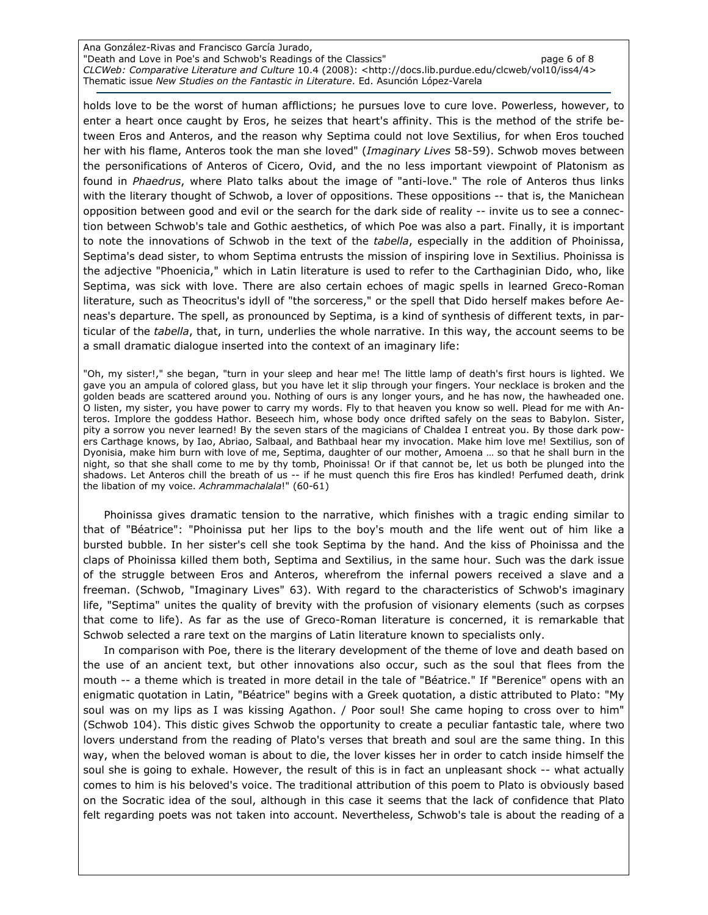holds love to be the worst of human afflictions; he pursues love to cure love. Powerless, however, to enter a heart once caught by Eros, he seizes that heart's affinity. This is the method of the strife between Eros and Anteros, and the reason why Septima could not love Sextilius, for when Eros touched her with his flame, Anteros took the man she loved" (*Imaginary Lives* 58-59). Schwob moves between the personifications of Anteros of Cicero, Ovid, and the no less important viewpoint of Platonism as found in *Phaedrus*, where Plato talks about the image of "anti-love." The role of Anteros thus links with the literary thought of Schwob, a lover of oppositions. These oppositions -- that is, the Manichean opposition between good and evil or the search for the dark side of reality -- invite us to see a connection between Schwob's tale and Gothic aesthetics, of which Poe was also a part. Finally, it is important to note the innovations of Schwob in the text of the *tabella*, especially in the addition of Phoinissa, Septima's dead sister, to whom Septima entrusts the mission of inspiring love in Sextilius. Phoinissa is the adjective "Phoenicia," which in Latin literature is used to refer to the Carthaginian Dido, who, like Septima, was sick with love. There are also certain echoes of magic spells in learned Greco-Roman literature, such as Theocritus's idyll of "the sorceress," or the spell that Dido herself makes before Aeneas's departure. The spell, as pronounced by Septima, is a kind of synthesis of different texts, in particular of the *tabella*, that, in turn, underlies the whole narrative. In this way, the account seems to be a small dramatic dialogue inserted into the context of an imaginary life:

"Oh, my sister!," she began, "turn in your sleep and hear me! The little lamp of death's first hours is lighted. We gave you an ampula of colored glass, but you have let it slip through your fingers. Your necklace is broken and the golden beads are scattered around you. Nothing of ours is any longer yours, and he has now, the hawheaded one. O listen, my sister, you have power to carry my words. Fly to that heaven you know so well. Plead for me with Anteros. Implore the goddess Hathor. Beseech him, whose body once drifted safely on the seas to Babylon. Sister, pity a sorrow you never learned! By the seven stars of the magicians of Chaldea I entreat you. By those dark powers Carthage knows, by Iao, Abriao, Salbaal, and Bathbaal hear my invocation. Make him love me! Sextilius, son of Dyonisia, make him burn with love of me, Septima, daughter of our mother, Amoena … so that he shall burn in the night, so that she shall come to me by thy tomb, Phoinissa! Or if that cannot be, let us both be plunged into the shadows. Let Anteros chill the breath of us -- if he must quench this fire Eros has kindled! Perfumed death, drink the libation of my voice. *Achrammachalala*!" (60-61)

Phoinissa gives dramatic tension to the narrative, which finishes with a tragic ending similar to that of "Béatrice": "Phoinissa put her lips to the boy's mouth and the life went out of him like a bursted bubble. In her sister's cell she took Septima by the hand. And the kiss of Phoinissa and the claps of Phoinissa killed them both, Septima and Sextilius, in the same hour. Such was the dark issue of the struggle between Eros and Anteros, wherefrom the infernal powers received a slave and a freeman. (Schwob, "Imaginary Lives" 63). With regard to the characteristics of Schwob's imaginary life, "Septima" unites the quality of brevity with the profusion of visionary elements (such as corpses that come to life). As far as the use of Greco-Roman literature is concerned, it is remarkable that Schwob selected a rare text on the margins of Latin literature known to specialists only.

In comparison with Poe, there is the literary development of the theme of love and death based on the use of an ancient text, but other innovations also occur, such as the soul that flees from the mouth -- a theme which is treated in more detail in the tale of "Béatrice." If "Berenice" opens with an enigmatic quotation in Latin, "Béatrice" begins with a Greek quotation, a distic attributed to Plato: "My soul was on my lips as I was kissing Agathon. / Poor soul! She came hoping to cross over to him" (Schwob 104). This distic gives Schwob the opportunity to create a peculiar fantastic tale, where two lovers understand from the reading of Plato's verses that breath and soul are the same thing. In this way, when the beloved woman is about to die, the lover kisses her in order to catch inside himself the soul she is going to exhale. However, the result of this is in fact an unpleasant shock -- what actually comes to him is his beloved's voice. The traditional attribution of this poem to Plato is obviously based on the Socratic idea of the soul, although in this case it seems that the lack of confidence that Plato felt regarding poets was not taken into account. Nevertheless, Schwob's tale is about the reading of a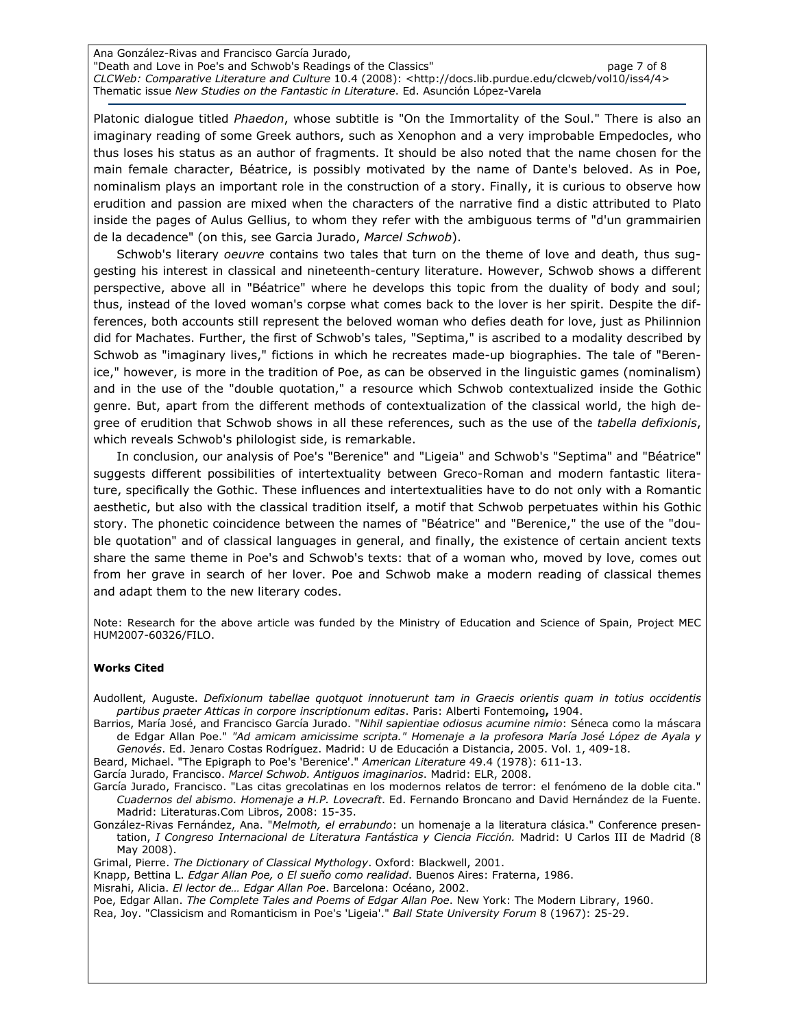Platonic dialogue titled *Phaedon*, whose subtitle is "On the Immortality of the Soul." There is also an imaginary reading of some Greek authors, such as Xenophon and a very improbable Empedocles, who thus loses his status as an author of fragments. It should be also noted that the name chosen for the main female character, Béatrice, is possibly motivated by the name of Dante's beloved. As in Poe, nominalism plays an important role in the construction of a story. Finally, it is curious to observe how erudition and passion are mixed when the characters of the narrative find a distic attributed to Plato inside the pages of Aulus Gellius, to whom they refer with the ambiguous terms of "d'un grammairien de la decadence" (on this, see Garcia Jurado, *Marcel Schwob*).

Schwob's literary *oeuvre* contains two tales that turn on the theme of love and death, thus suggesting his interest in classical and nineteenth-century literature. However, Schwob shows a different perspective, above all in "Béatrice" where he develops this topic from the duality of body and soul; thus, instead of the loved woman's corpse what comes back to the lover is her spirit. Despite the differences, both accounts still represent the beloved woman who defies death for love, just as Philinnion did for Machates. Further, the first of Schwob's tales, "Septima," is ascribed to a modality described by Schwob as "imaginary lives," fictions in which he recreates made-up biographies. The tale of "Berenice," however, is more in the tradition of Poe, as can be observed in the linguistic games (nominalism) and in the use of the "double quotation," a resource which Schwob contextualized inside the Gothic genre. But, apart from the different methods of contextualization of the classical world, the high degree of erudition that Schwob shows in all these references, such as the use of the *tabella defixionis*, which reveals Schwob's philologist side, is remarkable.

In conclusion, our analysis of Poe's "Berenice" and "Ligeia" and Schwob's "Septima" and "Béatrice" suggests different possibilities of intertextuality between Greco-Roman and modern fantastic literature, specifically the Gothic. These influences and intertextualities have to do not only with a Romantic aesthetic, but also with the classical tradition itself, a motif that Schwob perpetuates within his Gothic story. The phonetic coincidence between the names of "Béatrice" and "Berenice," the use of the "double quotation" and of classical languages in general, and finally, the existence of certain ancient texts share the same theme in Poe's and Schwob's texts: that of a woman who, moved by love, comes out from her grave in search of her lover. Poe and Schwob make a modern reading of classical themes and adapt them to the new literary codes.

Note: Research for the above article was funded by the Ministry of Education and Science of Spain, Project MEC HUM2007-60326/FILO.

**Works Cited**

Audollent, Auguste. *Defixionum tabellae quotquot innotuerunt tam in Graecis orientis quam in totius occidentis partibus praeter Atticas in corpore inscriptionum editas*. Paris: Alberti Fontemoing**,** 1904.

Barrios, María José, and Francisco García Jurado. "*Nihil sapientiae odiosus acumine nimio*: Séneca como la máscara de Edgar Allan Poe." *"Ad amicam amicissime scripta." Homenaje a la profesora María José López de Ayala y Genovés*. Ed. Jenaro Costas Rodríguez. Madrid: U de Educación a Distancia, 2005. Vol. 1, 409-18.

Beard, Michael. "The Epigraph to Poe's 'Berenice'." *American Literature* 49.4 (1978): 611-13.

García Jurado, Francisco. *Marcel Schwob. Antiguos imaginarios*. Madrid: ELR, 2008.

García Jurado, Francisco. "Las citas grecolatinas en los modernos relatos de terror: el fenómeno de la doble cita." *Cuadernos del abismo. Homenaje a H.P. Lovecraft*. Ed. Fernando Broncano and David Hernández de la Fuente. Madrid: Literaturas.Com Libros, 2008: 15-35.

González-Rivas Fernández, Ana. "*Melmoth, el errabundo*: un homenaje a la literatura clásica." Conference presentation, *I Congreso Internacional de Literatura Fantástica y Ciencia Ficción.* Madrid: U Carlos III de Madrid (8 May 2008).

Grimal, Pierre. *The Dictionary of Classical Mythology*. Oxford: Blackwell, 2001.

Knapp, Bettina L. *Edgar Allan Poe, o El sueño como realidad*. Buenos Aires: Fraterna, 1986.

Misrahi, Alicia. *El lector de… Edgar Allan Poe*. Barcelona: Océano, 2002.

Poe, Edgar Allan. *The Complete Tales and Poems of Edgar Allan Poe*. New York: The Modern Library, 1960.

Rea, Joy. "Classicism and Romanticism in Poe's 'Ligeia'." *Ball State University Forum* 8 (1967): 25-29.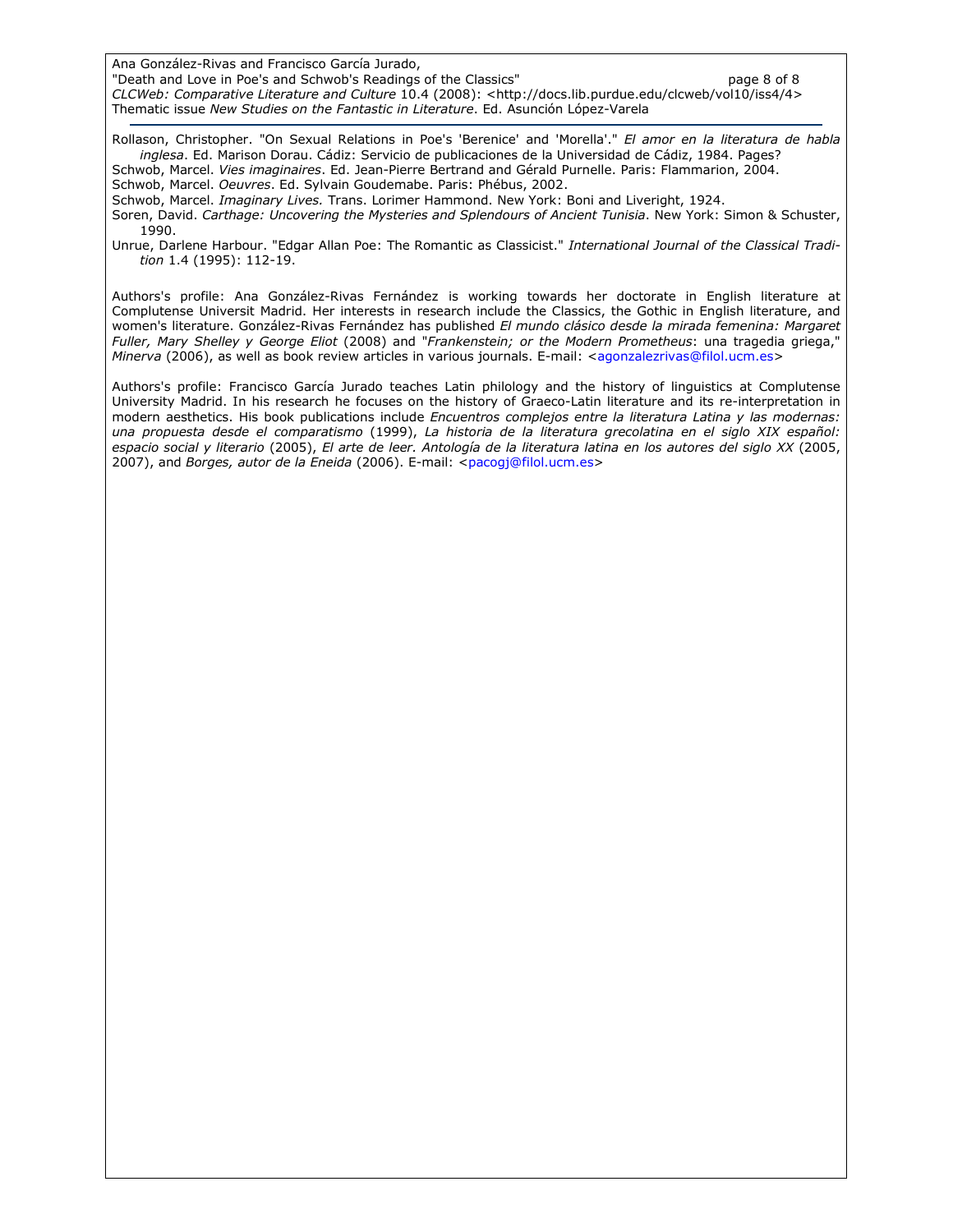Rollason, Christopher. "On Sexual Relations in Poe's 'Berenice' and 'Morella'." *El amor en la literatura de habla inglesa*. Ed. Marison Dorau. Cádiz: Servicio de publicaciones de la Universidad de Cádiz, 1984. Pages?

Schwob, Marcel. *Vies imaginaires*. Ed. Jean-Pierre Bertrand and Gérald Purnelle. Paris: Flammarion, 2004.

Schwob, Marcel. *Oeuvres*. Ed. Sylvain Goudemabe. Paris: Phébus, 2002.

Schwob, Marcel. *Imaginary Lives.* Trans. Lorimer Hammond. New York: Boni and Liveright, 1924.

Soren, David. *Carthage: Uncovering the Mysteries and Splendours of Ancient Tunisia*. New York: Simon & Schuster, 1990.

Unrue, Darlene Harbour. "Edgar Allan Poe: The Romantic as Classicist." *International Journal of the Classical Tradition* 1.4 (1995): 112-19.

Authors's profile: Ana González-Rivas Fernández is working towards her doctorate in English literature at Complutense Universit Madrid. Her interests in research include the Classics, the Gothic in English literature, and women's literature. González-Rivas Fernández has published *El mundo clásico desde la mirada femenina: Margaret Fuller, Mary Shelley y George Eliot* (2008) and "*Frankenstein; or the Modern Prometheus*: una tragedia griega," *Minerva* (2006), as well as book review articles in various journals. E-mail: <agonzalezrivas@filol.ucm.es>

Authors's profile: Francisco García Jurado teaches Latin philology and the history of linguistics at Complutense University Madrid. In his research he focuses on the history of Graeco-Latin literature and its re-interpretation in modern aesthetics. His book publications include *Encuentros complejos entre la literatura Latina y las modernas: una propuesta desde el comparatismo* (1999), *La historia de la literatura grecolatina en el siglo XIX español: espacio social y literario* (2005), *El arte de leer. Antología de la literatura latina en los autores del siglo XX* (2005, 2007), and *Borges, autor de la Eneida* (2006). E-mail: <pacogj@filol.ucm.es>